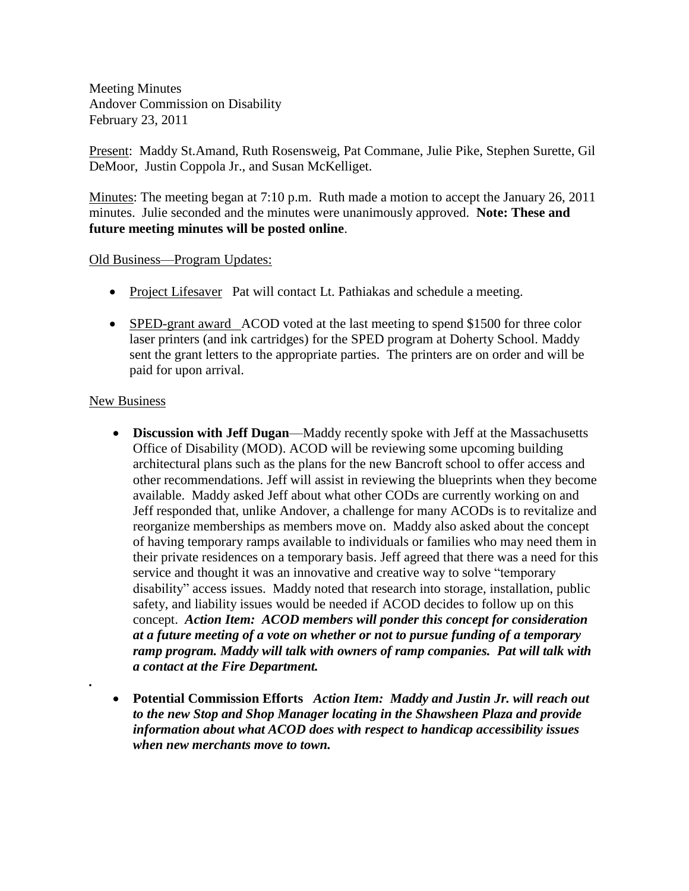Meeting Minutes
Andover Commission on Disability
February 23, 2011

Present: Maddy St.Amand, Ruth Rosensweig, Pat Commane, Julie Pike, Stephen Surette, Gil DeMoor, Justin Coppola Jr., and Susan McKelliget.

Minutes: The meeting began at 7:10 p.m. Ruth made a motion to accept the January 26, 2011 minutes. Julie seconded and the minutes were unanimously approved. **Note: These and future meeting minutes will be posted online**.

Old Business—Program Updates:

- Project Lifesaver Pat will contact Lt. Pathiakas and schedule a meeting.
- SPED-grant award ACOD voted at the last meeting to spend $1500 for three color laser printers (and ink cartridges) for the SPED program at Doherty School. Maddy sent the grant letters to the appropriate parties. The printers are on order and will be paid for upon arrival.

New Business

- **Discussion with Jeff Dugan**—Maddy recently spoke with Jeff at the Massachusetts Office of Disability (MOD). ACOD will be reviewing some upcoming building architectural plans such as the plans for the new Bancroft school to offer access and other recommendations. Jeff will assist in reviewing the blueprints when they become available. Maddy asked Jeff about what other CODs are currently working on and Jeff responded that, unlike Andover, a challenge for many ACODs is to revitalize and reorganize memberships as members move on. Maddy also asked about the concept of having temporary ramps available to individuals or families who may need them in their private residences on a temporary basis. Jeff agreed that there was a need for this service and thought it was an innovative and creative way to solve "temporary disability" access issues. Maddy noted that research into storage, installation, public safety, and liability issues would be needed if ACOD decides to follow up on this concept. ***Action Item: ACOD members will ponder this concept for consideration at a future meeting of a vote on whether or not to pursue funding of a temporary ramp program. Maddy will talk with owners of ramp companies. Pat will talk with a contact at the Fire Department.***

.

- **Potential Commission Efforts** ***Action Item: Maddy and Justin Jr. will reach out to the new Stop and Shop Manager locating in the Shawsheen Plaza and provide information about what ACOD does with respect to handicap accessibility issues when new merchants move to town.***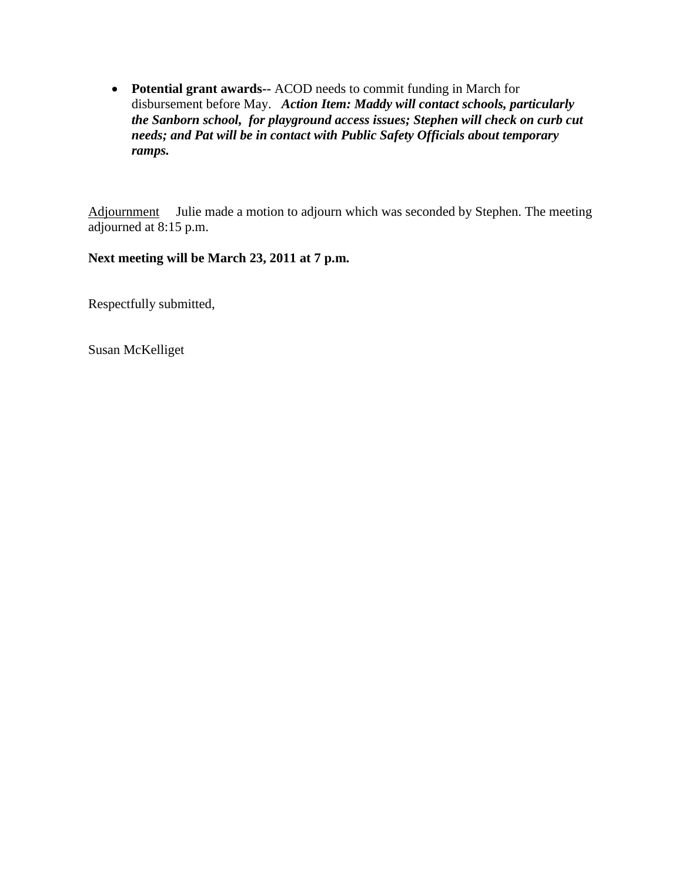- **Potential grant awards--** ACOD needs to commit funding in March for disbursement before May. ***Action Item: Maddy will contact schools, particularly the Sanborn school, for playground access issues; Stephen will check on curb cut needs; and Pat will be in contact with Public Safety Officials about temporary ramps.***

<u>Adjournment</u> Julie made a motion to adjourn which was seconded by Stephen. The meeting adjourned at 8:15 p.m.

**Next meeting will be March 23, 2011 at 7 p.m.**

Respectfully submitted,

Susan McKelliget